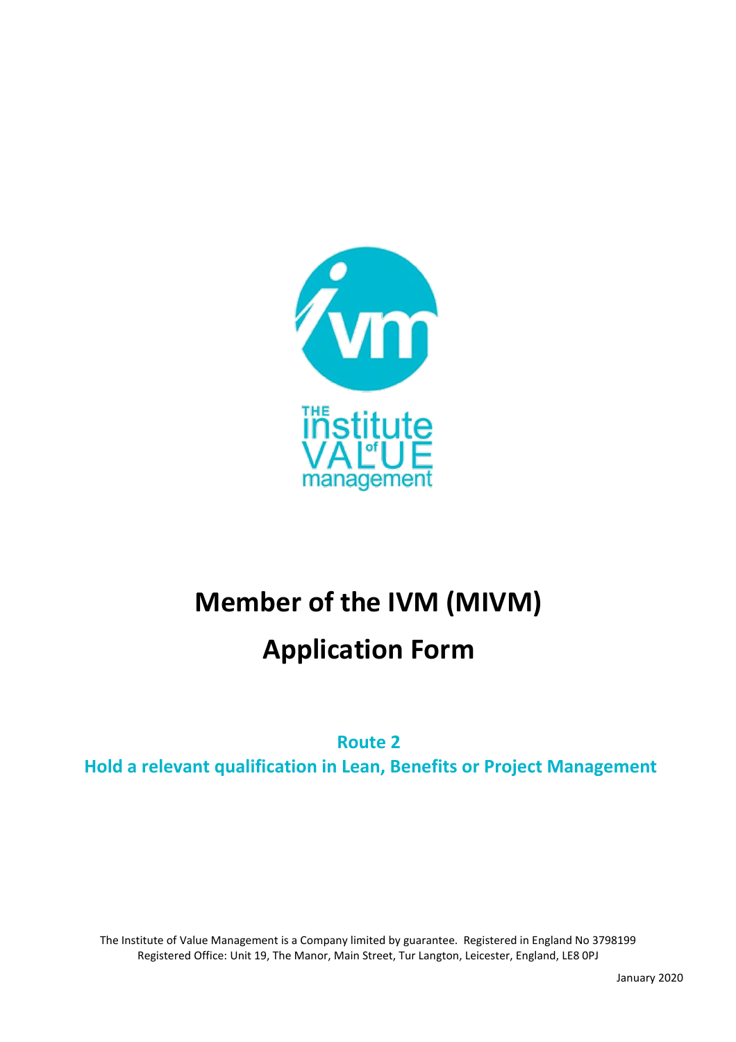# Member of the IVM (MIVM)

# Application Form

## Route 2

## Hold a relevant qualification in Lean, Benefits or Project Management

The Institute of Value Management is a Company limited by guarantee. Registered in England No 3798199
Registered Office: Unit 19, The Manor, Main Street, Tur Langton, Leicester, England, LE8 0PJ

January 2020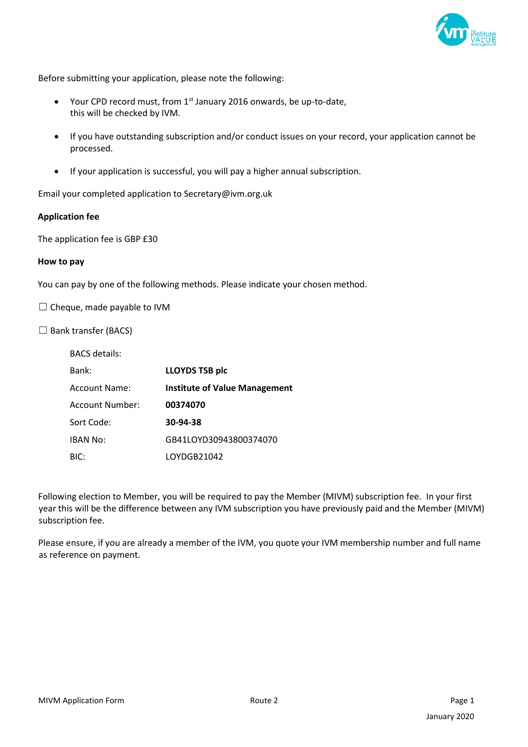Before submitting your application, please note the following:

- Your CPD record must, from 1st January 2016 onwards, be up-to-date, this will be checked by IVM.
- If you have outstanding subscription and/or conduct issues on your record, your application cannot be processed.
- If your application is successful, you will pay a higher annual subscription.

Email your completed application to Secretary@ivm.org.uk

**Application fee**

The application fee is GBP £30

**How to pay**

You can pay by one of the following methods. Please indicate your chosen method.

☐ Cheque, made payable to IVM

☐ Bank transfer (BACS)

BACS details:

| | |
|---|---|
| Bank: | **LLOYDS TSB plc** |
| Account Name: | **Institute of Value Management** |
| Account Number: | **00374070** |
| Sort Code: | **30-94-38** |
| IBAN No: | GB41LOYD30943800374070 |
| BIC: | LOYDGB21042 |

Following election to Member, you will be required to pay the Member (MIVM) subscription fee. In your first year this will be the difference between any IVM subscription you have previously paid and the Member (MIVM) subscription fee.

Please ensure, if you are already a member of the IVM, you quote your IVM membership number and full name as reference on payment.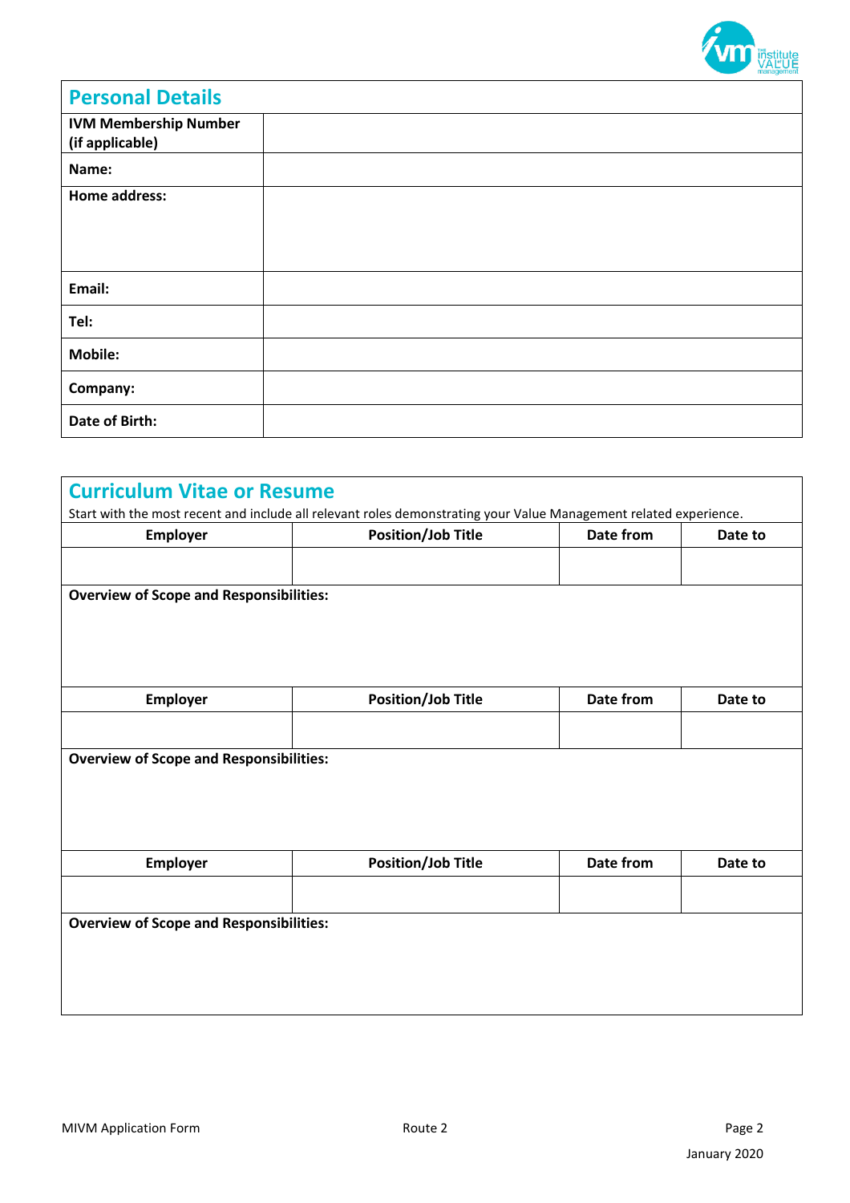## Personal Details

| | |
|---|---|
| **IVM Membership Number (if applicable)** | |
| **Name:** | |
| **Home address:** | |
| **Email:** | |
| **Tel:** | |
| **Mobile:** | |
| **Company:** | |
| **Date of Birth:** | |

## Curriculum Vitae or Resume

Start with the most recent and include all relevant roles demonstrating your Value Management related experience.

| Employer | Position/Job Title | Date from | Date to |
|---|---|---|---|
| | | | |

**Overview of Scope and Responsibilities:**

| Employer | Position/Job Title | Date from | Date to |
|---|---|---|---|
| | | | |

**Overview of Scope and Responsibilities:**

| Employer | Position/Job Title | Date from | Date to |
|---|---|---|---|
| | | | |

**Overview of Scope and Responsibilities:**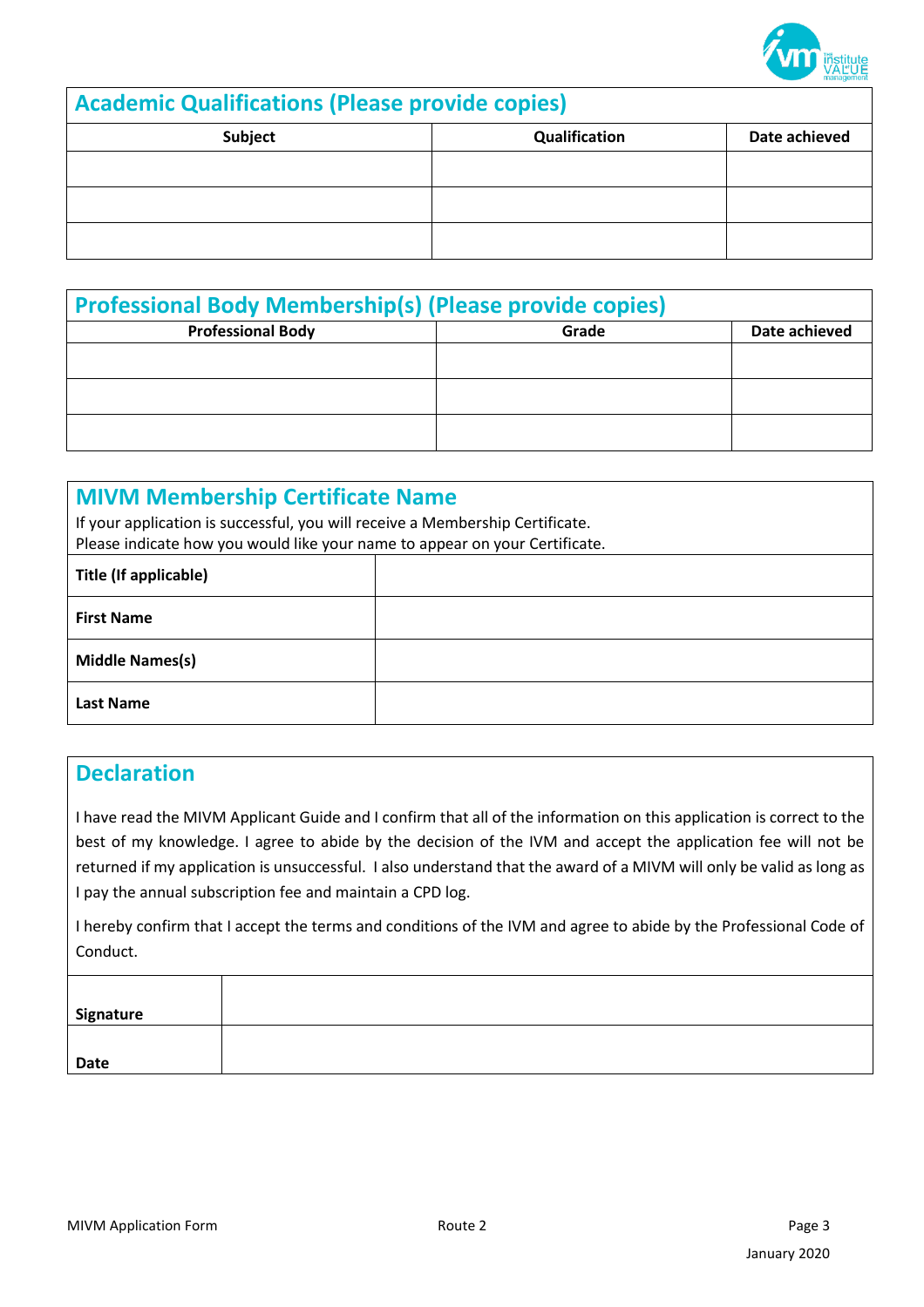## Academic Qualifications (Please provide copies)

| Subject | Qualification | Date achieved |
|---|---|---|
| | | |
| | | |
| | | |

## Professional Body Membership(s) (Please provide copies)

| Professional Body | Grade | Date achieved |
|---|---|---|
| | | |
| | | |
| | | |

## MIVM Membership Certificate Name

If your application is successful, you will receive a Membership Certificate.
Please indicate how you would like your name to appear on your Certificate.

| | |
|---|---|
| **Title (If applicable)** | |
| **First Name** | |
| **Middle Names(s)** | |
| **Last Name** | |

## Declaration

I have read the MIVM Applicant Guide and I confirm that all of the information on this application is correct to the best of my knowledge. I agree to abide by the decision of the IVM and accept the application fee will not be returned if my application is unsuccessful. I also understand that the award of a MIVM will only be valid as long as I pay the annual subscription fee and maintain a CPD log.

I hereby confirm that I accept the terms and conditions of the IVM and agree to abide by the Professional Code of Conduct.

| | |
|---|---|
| **Signature** | |
| **Date** | |